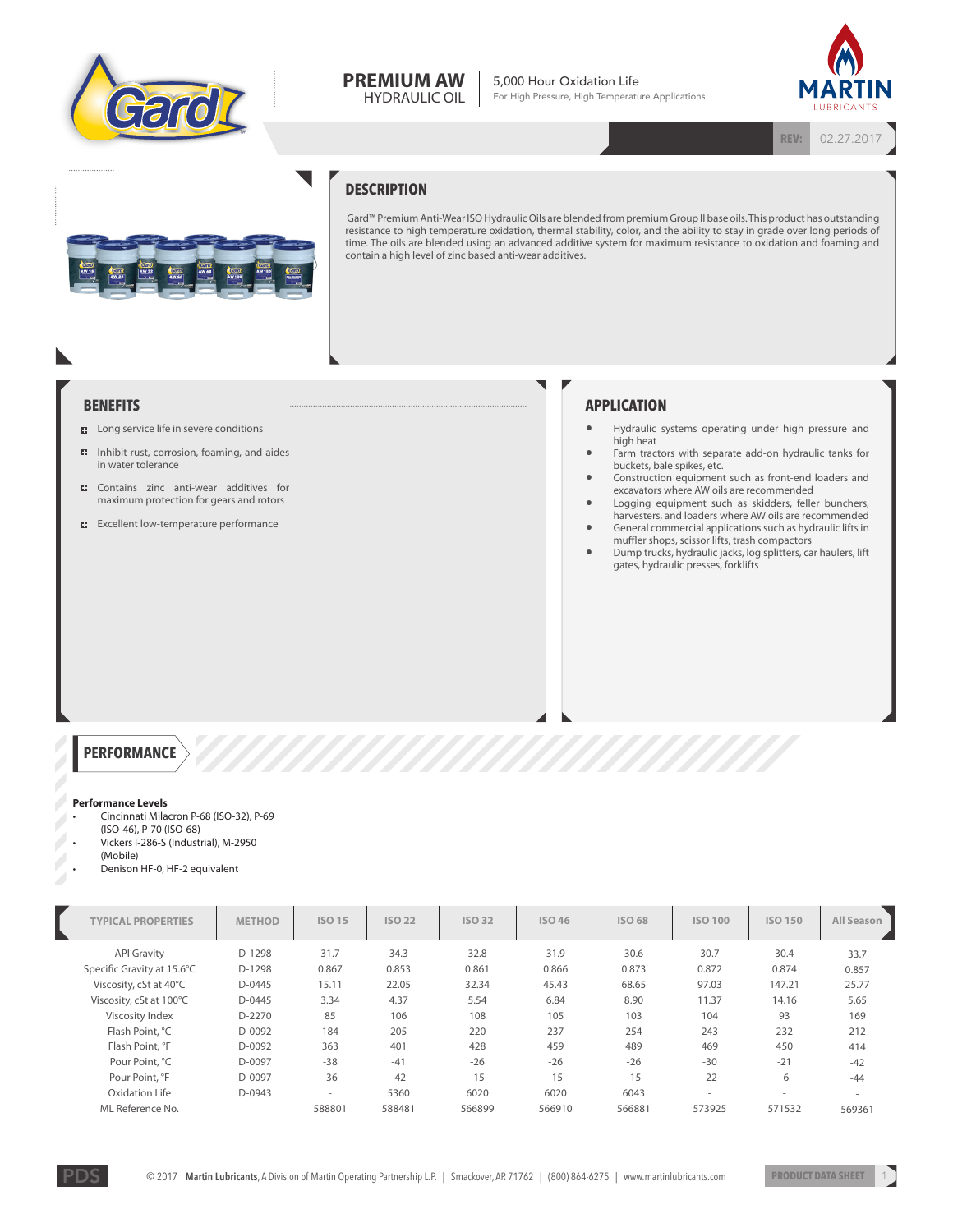# PREMIUM AW HYDRAULIC OIL

5,000 Hour Oxidation Life
For High Pressure, High Temperature Applications

MARTIN LUBRICANTS

REV: 02.27.2017

## DESCRIPTION

Gard™ Premium Anti-Wear ISO Hydraulic Oils are blended from premium Group II base oils. This product has outstanding resistance to high temperature oxidation, thermal stability, color, and the ability to stay in grade over long periods of time. The oils are blended using an advanced additive system for maximum resistance to oxidation and foaming and contain a high level of zinc based anti-wear additives.

## BENEFITS

- Long service life in severe conditions
- Inhibit rust, corrosion, foaming, and aides in water tolerance
- Contains zinc anti-wear additives for maximum protection for gears and rotors
- Excellent low-temperature performance

## APPLICATION

- Hydraulic systems operating under high pressure and high heat
- Farm tractors with separate add-on hydraulic tanks for buckets, bale spikes, etc.
- Construction equipment such as front-end loaders and excavators where AW oils are recommended
- Logging equipment such as skidders, feller bunchers, harvesters, and loaders where AW oils are recommended
- General commercial applications such as hydraulic lifts in muffler shops, scissor lifts, trash compactors
- Dump trucks, hydraulic jacks, log splitters, car haulers, lift gates, hydraulic presses, forklifts

## PERFORMANCE

**Performance Levels**

- Cincinnati Milacron P-68 (ISO-32), P-69 (ISO-46), P-70 (ISO-68)
- Vickers I-286-S (Industrial), M-2950 (Mobile)
- Denison HF-0, HF-2 equivalent

| TYPICAL PROPERTIES | METHOD | ISO 15 | ISO 22 | ISO 32 | ISO 46 | ISO 68 | ISO 100 | ISO 150 | All Season |
|---|---|---|---|---|---|---|---|---|---|
| API Gravity | D-1298 | 31.7 | 34.3 | 32.8 | 31.9 | 30.6 | 30.7 | 30.4 | 33.7 |
| Specific Gravity at 15.6°C | D-1298 | 0.867 | 0.853 | 0.861 | 0.866 | 0.873 | 0.872 | 0.874 | 0.857 |
| Viscosity, cSt at 40°C | D-0445 | 15.11 | 22.05 | 32.34 | 45.43 | 68.65 | 97.03 | 147.21 | 25.77 |
| Viscosity, cSt at 100°C | D-0445 | 3.34 | 4.37 | 5.54 | 6.84 | 8.90 | 11.37 | 14.16 | 5.65 |
| Viscosity Index | D-2270 | 85 | 106 | 108 | 105 | 103 | 104 | 93 | 169 |
| Flash Point, °C | D-0092 | 184 | 205 | 220 | 237 | 254 | 243 | 232 | 212 |
| Flash Point, °F | D-0092 | 363 | 401 | 428 | 459 | 489 | 469 | 450 | 414 |
| Pour Point, °C | D-0097 | -38 | -41 | -26 | -26 | -26 | -30 | -21 | -42 |
| Pour Point, °F | D-0097 | -36 | -42 | -15 | -15 | -15 | -22 | -6 | -44 |
| Oxidation Life | D-0943 | - | 5360 | 6020 | 6020 | 6043 | - | - | - |
| ML Reference No. | | 588801 | 588481 | 566899 | 566910 | 566881 | 573925 | 571532 | 569361 |

© 2017 **Martin Lubricants**, A Division of Martin Operating Partnership L.P. | Smackover, AR 71762 | (800) 864-6275 | www.martinlubricants.com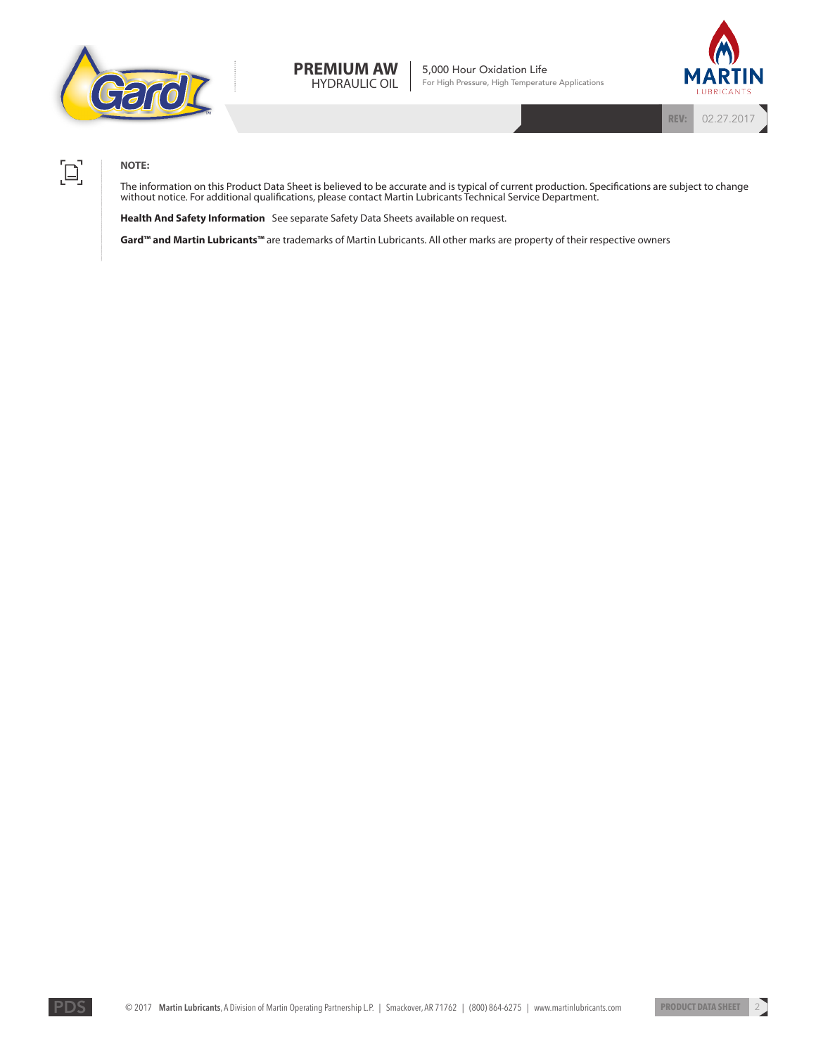**NOTE:**

The information on this Product Data Sheet is believed to be accurate and is typical of current production. Specifications are subject to change without notice. For additional qualifications, please contact Martin Lubricants Technical Service Department.

**Health And Safety Information** See separate Safety Data Sheets available on request.

**Gard™ and Martin Lubricants™** are trademarks of Martin Lubricants. All other marks are property of their respective owners